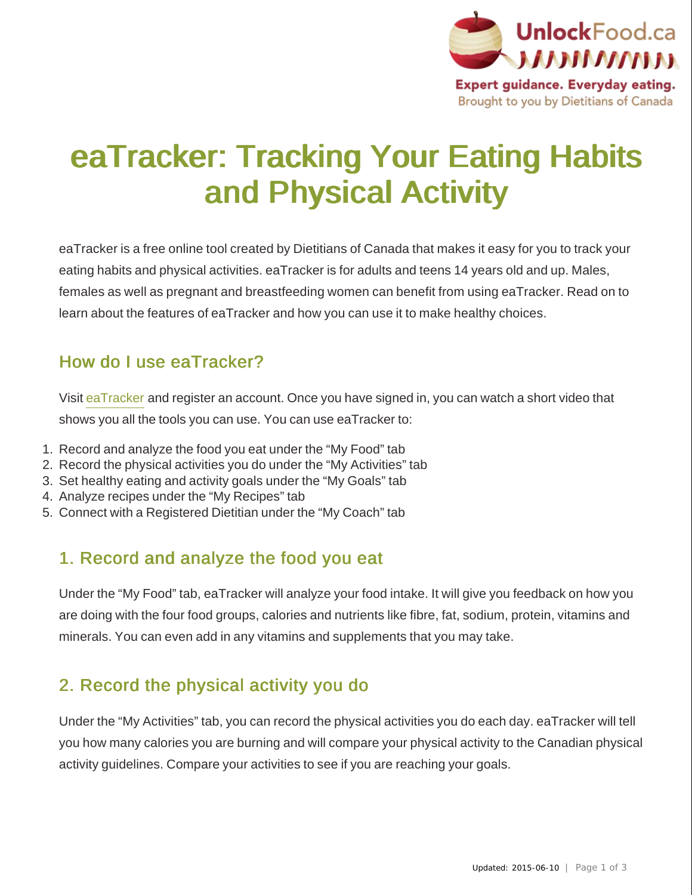# eaTracker: Tracking Your Eating Habits and Physical Activity

eaTracker is a free online tool created by Dietitians of Canada that makes it easy for you to track your eating habits and physical activities. eaTracker is for adults and teens 14 years old and up. Males, females as well as pregnant and breastfeeding women can benefit from using eaTracker. Read on to learn about the features of eaTracker and how you can use it to make healthy choices.

## How do I use eaTracker?

Visit eaTracker and register an account. Once you have signed in, you can watch a short video that shows you all the tools you can use. You can use eaTracker to:

1. Record and analyze the food you eat under the "My Food" tab
2. Record the physical activities you do under the "My Activities" tab
3. Set healthy eating and activity goals under the "My Goals" tab
4. Analyze recipes under the "My Recipes" tab
5. Connect with a Registered Dietitian under the "My Coach" tab

## 1. Record and analyze the food you eat

Under the "My Food" tab, eaTracker will analyze your food intake. It will give you feedback on how you are doing with the four food groups, calories and nutrients like fibre, fat, sodium, protein, vitamins and minerals. You can even add in any vitamins and supplements that you may take.

## 2. Record the physical activity you do

Under the "My Activities" tab, you can record the physical activities you do each day. eaTracker will tell you how many calories you are burning and will compare your physical activity to the Canadian physical activity guidelines. Compare your activities to see if you are reaching your goals.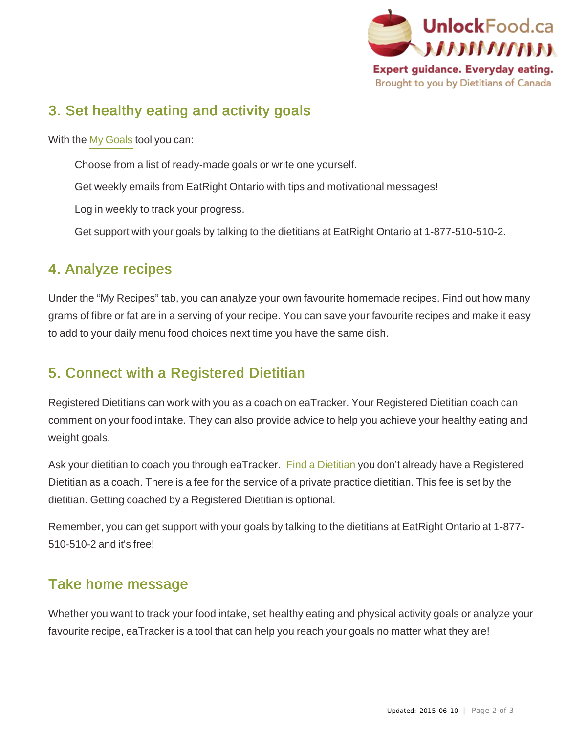## 3. Set healthy eating and activity goals

With the My Goals tool you can:

- Choose from a list of ready-made goals or write one yourself.
- Get weekly emails from EatRight Ontario with tips and motivational messages!
- Log in weekly to track your progress.
- Get support with your goals by talking to the dietitians at EatRight Ontario at 1-877-510-510-2.

## 4. Analyze recipes

Under the "My Recipes" tab, you can analyze your own favourite homemade recipes. Find out how many grams of fibre or fat are in a serving of your recipe. You can save your favourite recipes and make it easy to add to your daily menu food choices next time you have the same dish.

## 5. Connect with a Registered Dietitian

Registered Dietitians can work with you as a coach on eaTracker. Your Registered Dietitian coach can comment on your food intake. They can also provide advice to help you achieve your healthy eating and weight goals.

Ask your dietitian to coach you through eaTracker. Find a Dietitian you don't already have a Registered Dietitian as a coach. There is a fee for the service of a private practice dietitian. This fee is set by the dietitian. Getting coached by a Registered Dietitian is optional.

Remember, you can get support with your goals by talking to the dietitians at EatRight Ontario at 1-877-510-510-2 and it's free!

## Take home message

Whether you want to track your food intake, set healthy eating and physical activity goals or analyze your favourite recipe, eaTracker is a tool that can help you reach your goals no matter what they are!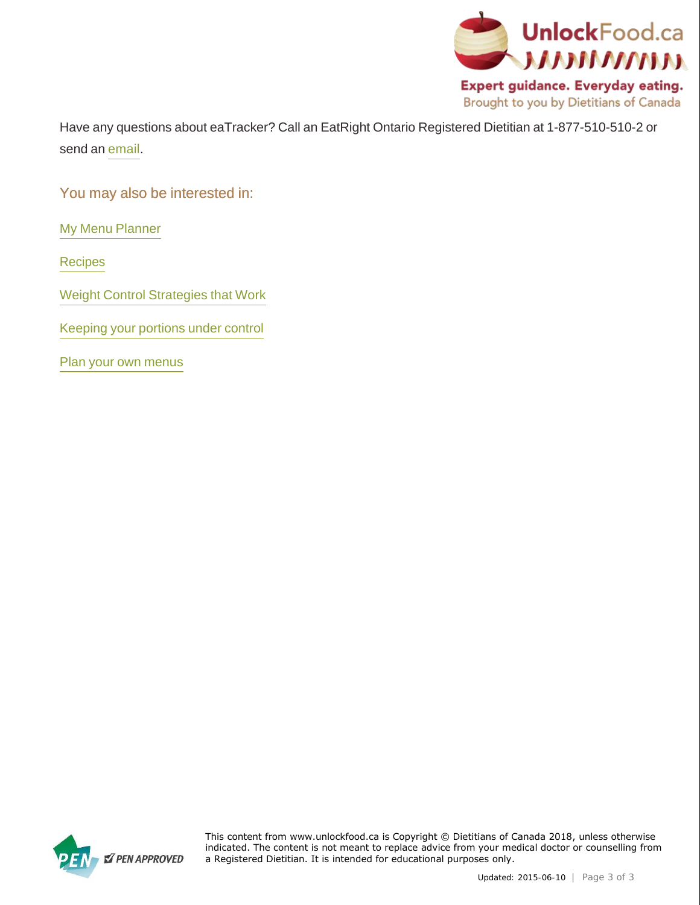Have any questions about eaTracker? Call an EatRight Ontario Registered Dietitian at 1-877-510-510-2 or send an email.

## You may also be interested in:

My Menu Planner

Recipes

Weight Control Strategies that Work

Keeping your portions under control

Plan your own menus

This content from www.unlockfood.ca is Copyright © Dietitians of Canada 2018, unless otherwise indicated. The content is not meant to replace advice from your medical doctor or counselling from a Registered Dietitian. It is intended for educational purposes only.

Updated: 2015-06-10